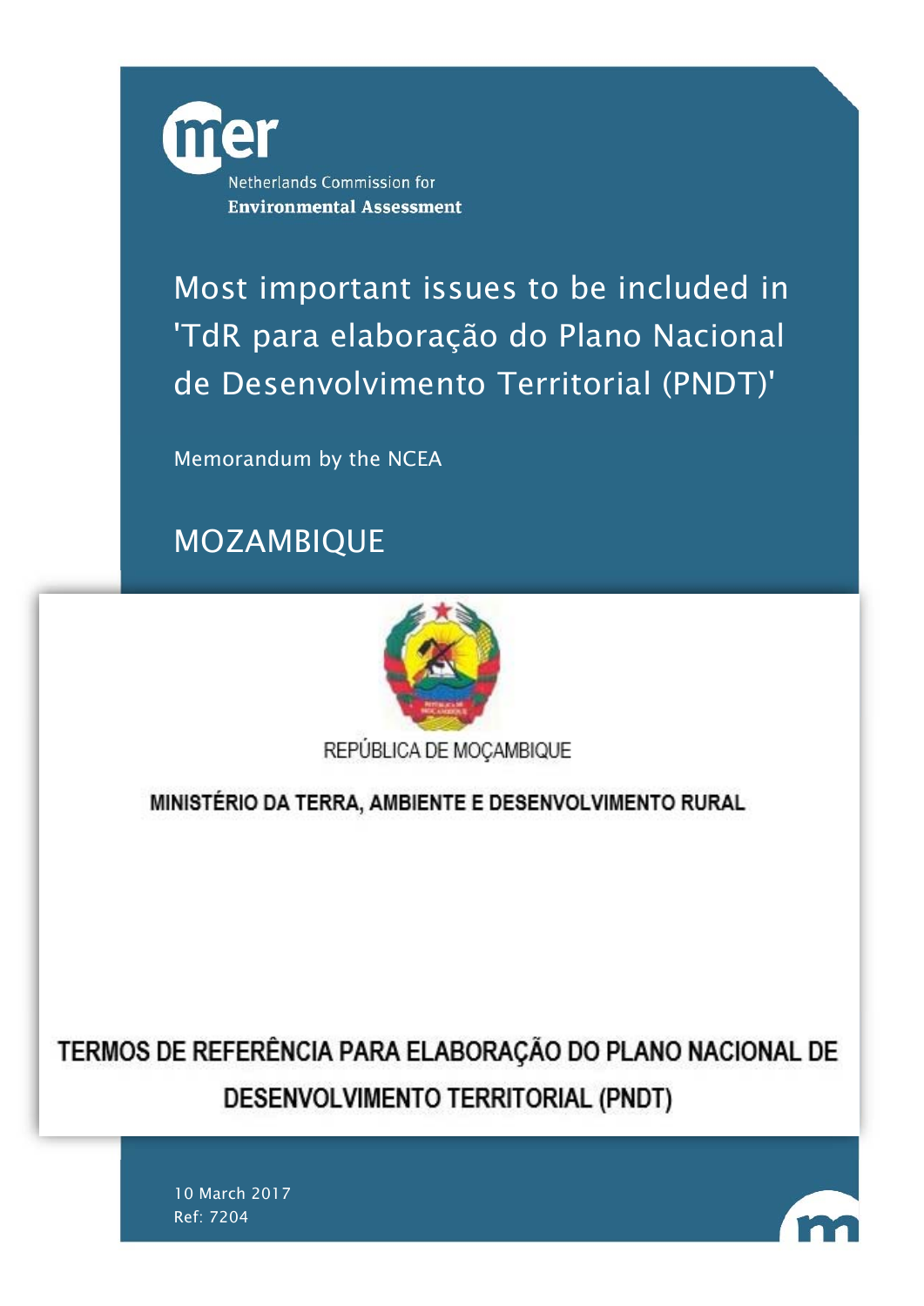Netherlands Commission for
**Environmental Assessment**

# Most important issues to be included in 'TdR para elaboração do Plano Nacional de Desenvolvimento Territorial (PNDT)'

Memorandum by the NCEA

## MOZAMBIQUE

REPÚBLICA DE MOÇAMBIQUE

**MINISTÉRIO DA TERRA, AMBIENTE E DESENVOLVIMENTO RURAL**

**TERMOS DE REFERÊNCIA PARA ELABORAÇÃO DO PLANO NACIONAL DE DESENVOLVIMENTO TERRITORIAL (PNDT)**

10 March 2017
Ref: 7204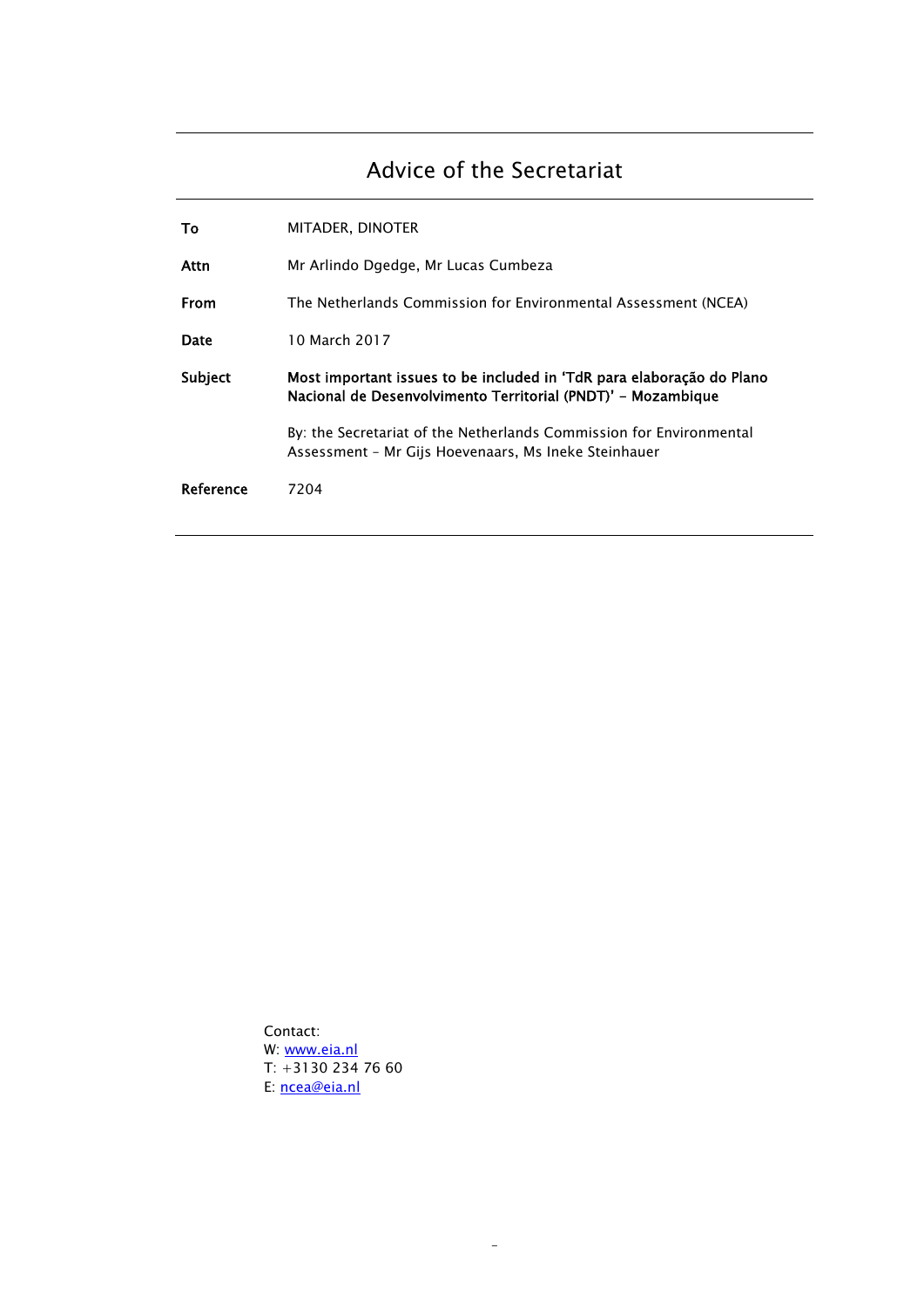# Advice of the Secretariat

| | |
|---|---|
| **To** | MITADER, DINOTER |
| **Attn** | Mr Arlindo Dgedge, Mr Lucas Cumbeza |
| **From** | The Netherlands Commission for Environmental Assessment (NCEA) |
| **Date** | 10 March 2017 |
| **Subject** | **Most important issues to be included in 'TdR para elaboração do Plano Nacional de Desenvolvimento Territorial (PNDT)' – Mozambique**<br><br>By: the Secretariat of the Netherlands Commission for Environmental Assessment – Mr Gijs Hoevenaars, Ms Ineke Steinhauer |
| **Reference** | 7204 |

Contact:
W: www.eia.nl
T: +3130 234 76 60
E: ncea@eia.nl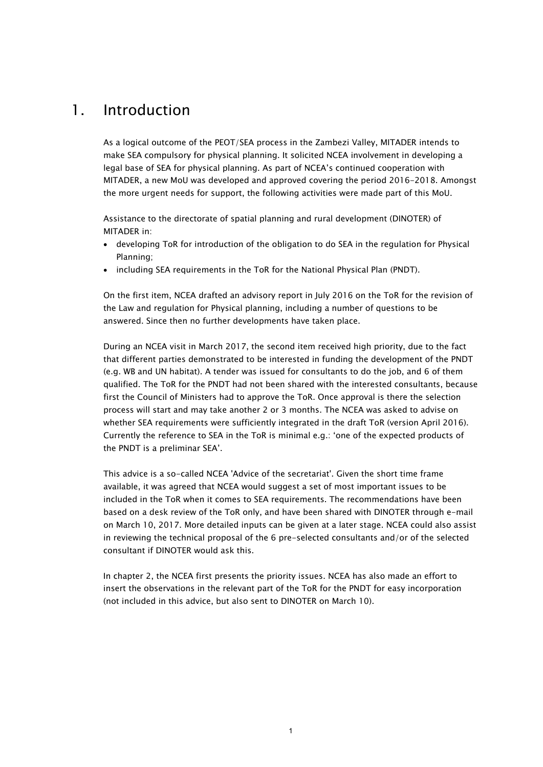# 1. Introduction

As a logical outcome of the PEOT/SEA process in the Zambezi Valley, MITADER intends to make SEA compulsory for physical planning. It solicited NCEA involvement in developing a legal base of SEA for physical planning. As part of NCEA's continued cooperation with MITADER, a new MoU was developed and approved covering the period 2016-2018. Amongst the more urgent needs for support, the following activities were made part of this MoU.

Assistance to the directorate of spatial planning and rural development (DINOTER) of MITADER in:

- developing ToR for introduction of the obligation to do SEA in the regulation for Physical Planning;
- including SEA requirements in the ToR for the National Physical Plan (PNDT).

On the first item, NCEA drafted an advisory report in July 2016 on the ToR for the revision of the Law and regulation for Physical planning, including a number of questions to be answered. Since then no further developments have taken place.

During an NCEA visit in March 2017, the second item received high priority, due to the fact that different parties demonstrated to be interested in funding the development of the PNDT (e.g. WB and UN habitat). A tender was issued for consultants to do the job, and 6 of them qualified. The ToR for the PNDT had not been shared with the interested consultants, because first the Council of Ministers had to approve the ToR. Once approval is there the selection process will start and may take another 2 or 3 months. The NCEA was asked to advise on whether SEA requirements were sufficiently integrated in the draft ToR (version April 2016). Currently the reference to SEA in the ToR is minimal e.g.: 'one of the expected products of the PNDT is a preliminar SEA'.

This advice is a so-called NCEA 'Advice of the secretariat'. Given the short time frame available, it was agreed that NCEA would suggest a set of most important issues to be included in the ToR when it comes to SEA requirements. The recommendations have been based on a desk review of the ToR only, and have been shared with DINOTER through e-mail on March 10, 2017. More detailed inputs can be given at a later stage. NCEA could also assist in reviewing the technical proposal of the 6 pre-selected consultants and/or of the selected consultant if DINOTER would ask this.

In chapter 2, the NCEA first presents the priority issues. NCEA has also made an effort to insert the observations in the relevant part of the ToR for the PNDT for easy incorporation (not included in this advice, but also sent to DINOTER on March 10).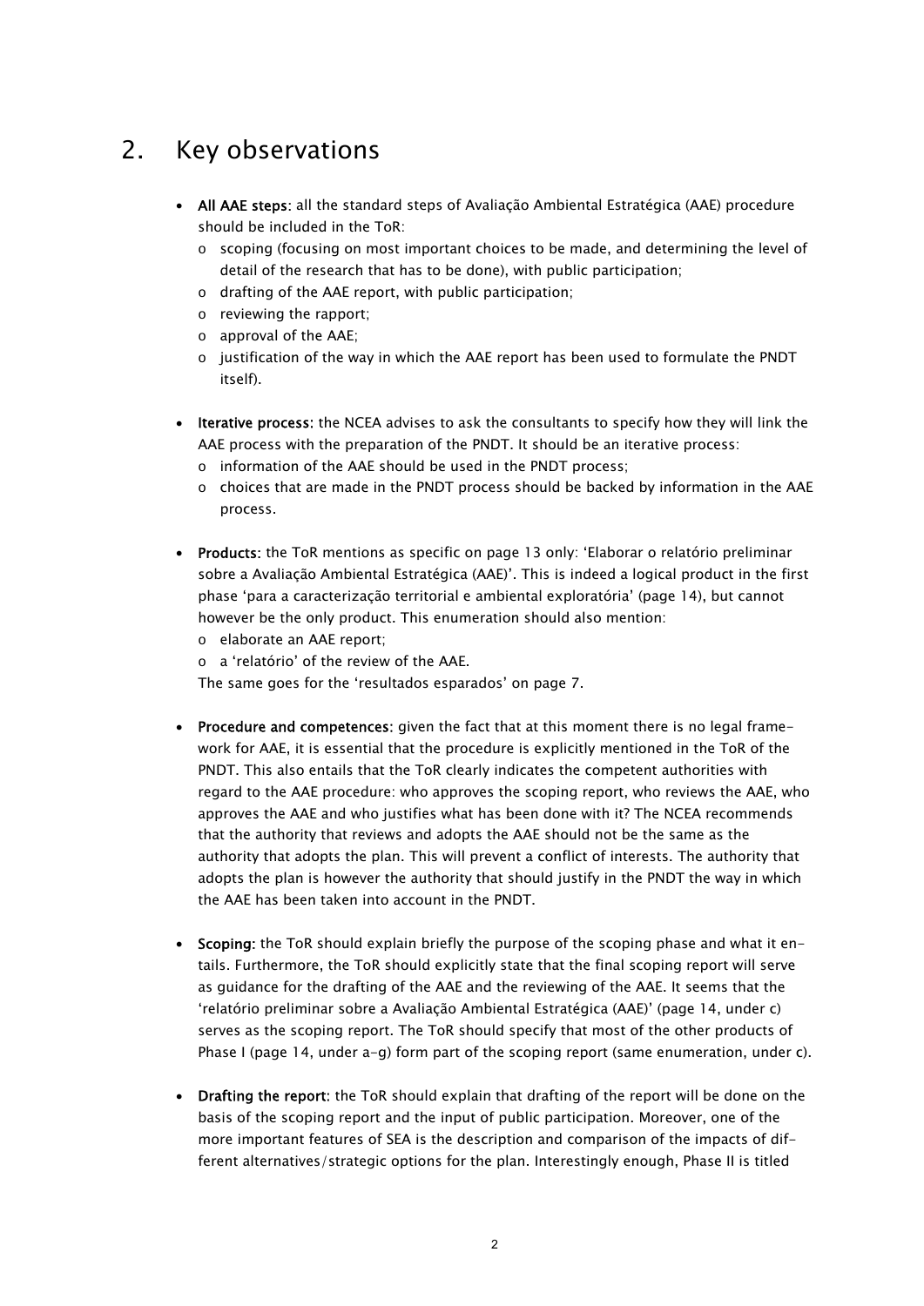## 2. Key observations

- **All AAE steps**: all the standard steps of Avaliação Ambiental Estratégica (AAE) procedure should be included in the ToR:
  - scoping (focusing on most important choices to be made, and determining the level of detail of the research that has to be done), with public participation;
  - drafting of the AAE report, with public participation;
  - reviewing the rapport;
  - approval of the AAE;
  - justification of the way in which the AAE report has been used to formulate the PNDT itself).

- **Iterative process**: the NCEA advises to ask the consultants to specify how they will link the AAE process with the preparation of the PNDT. It should be an iterative process:
  - information of the AAE should be used in the PNDT process;
  - choices that are made in the PNDT process should be backed by information in the AAE process.

- **Products**: the ToR mentions as specific on page 13 only: 'Elaborar o relatório preliminar sobre a Avaliação Ambiental Estratégica (AAE)'. This is indeed a logical product in the first phase 'para a caracterização territorial e ambiental exploratória' (page 14), but cannot however be the only product. This enumeration should also mention:
  - elaborate an AAE report;
  - a 'relatório' of the review of the AAE.

  The same goes for the 'resultados esparados' on page 7.

- **Procedure and competences**: given the fact that at this moment there is no legal framework for AAE, it is essential that the procedure is explicitly mentioned in the ToR of the PNDT. This also entails that the ToR clearly indicates the competent authorities with regard to the AAE procedure: who approves the scoping report, who reviews the AAE, who approves the AAE and who justifies what has been done with it? The NCEA recommends that the authority that reviews and adopts the AAE should not be the same as the authority that adopts the plan. This will prevent a conflict of interests. The authority that adopts the plan is however the authority that should justify in the PNDT the way in which the AAE has been taken into account in the PNDT.

- **Scoping**: the ToR should explain briefly the purpose of the scoping phase and what it entails. Furthermore, the ToR should explicitly state that the final scoping report will serve as guidance for the drafting of the AAE and the reviewing of the AAE. It seems that the 'relatório preliminar sobre a Avaliação Ambiental Estratégica (AAE)' (page 14, under c) serves as the scoping report. The ToR should specify that most of the other products of Phase I (page 14, under a-g) form part of the scoping report (same enumeration, under c).

- **Drafting the report**: the ToR should explain that drafting of the report will be done on the basis of the scoping report and the input of public participation. Moreover, one of the more important features of SEA is the description and comparison of the impacts of different alternatives/strategic options for the plan. Interestingly enough, Phase II is titled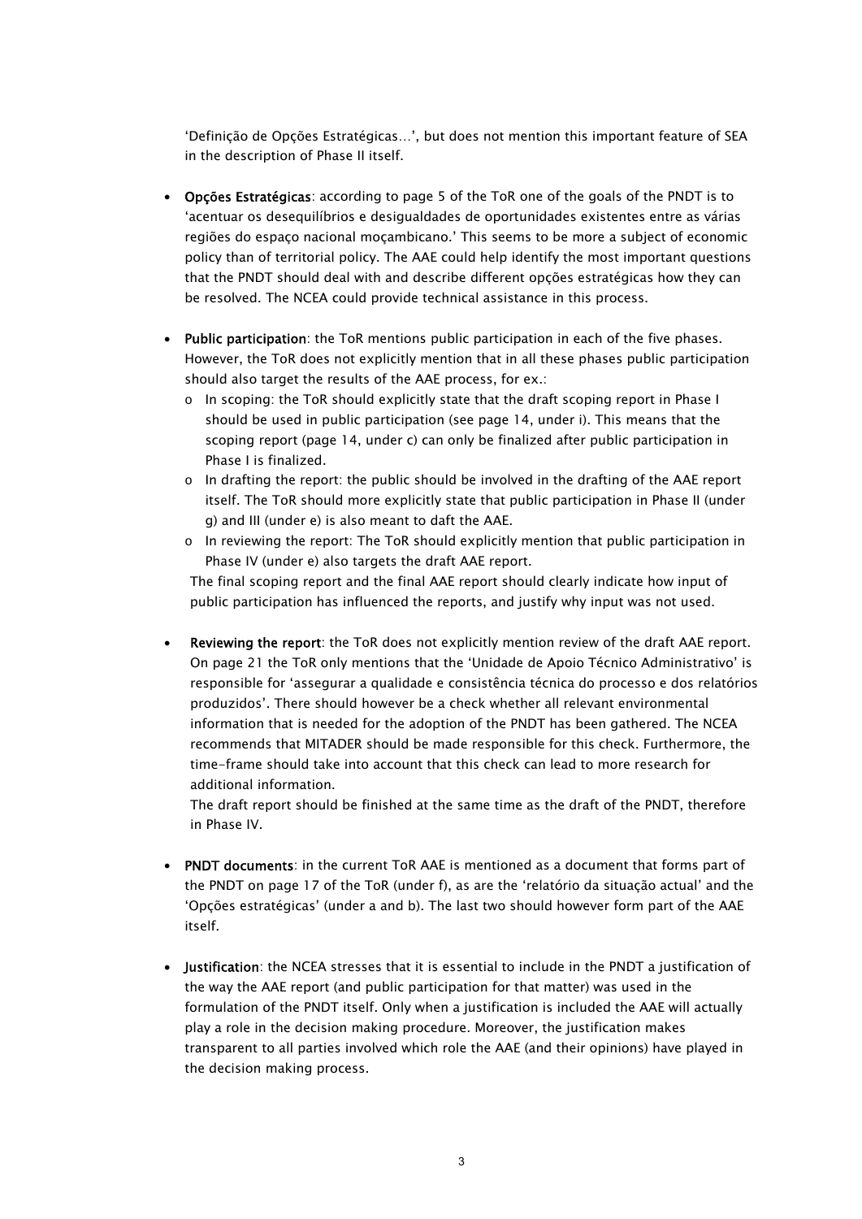'Definição de Opções Estratégicas…', but does not mention this important feature of SEA in the description of Phase II itself.

- **Opções Estratégicas**: according to page 5 of the ToR one of the goals of the PNDT is to 'acentuar os desequilíbrios e desigualdades de oportunidades existentes entre as várias regiões do espaço nacional moçambicano.' This seems to be more a subject of economic policy than of territorial policy. The AAE could help identify the most important questions that the PNDT should deal with and describe different opções estratégicas how they can be resolved. The NCEA could provide technical assistance in this process.

- **Public participation**: the ToR mentions public participation in each of the five phases. However, the ToR does not explicitly mention that in all these phases public participation should also target the results of the AAE process, for ex.:
  - In scoping: the ToR should explicitly state that the draft scoping report in Phase I should be used in public participation (see page 14, under i). This means that the scoping report (page 14, under c) can only be finalized after public participation in Phase I is finalized.
  - In drafting the report: the public should be involved in the drafting of the AAE report itself. The ToR should more explicitly state that public participation in Phase II (under g) and III (under e) is also meant to daft the AAE.
  - In reviewing the report: The ToR should explicitly mention that public participation in Phase IV (under e) also targets the draft AAE report.

  The final scoping report and the final AAE report should clearly indicate how input of public participation has influenced the reports, and justify why input was not used.

- **Reviewing the report**: the ToR does not explicitly mention review of the draft AAE report. On page 21 the ToR only mentions that the 'Unidade de Apoio Técnico Administrativo' is responsible for 'assegurar a qualidade e consistência técnica do processo e dos relatórios produzidos'. There should however be a check whether all relevant environmental information that is needed for the adoption of the PNDT has been gathered. The NCEA recommends that MITADER should be made responsible for this check. Furthermore, the time-frame should take into account that this check can lead to more research for additional information.

  The draft report should be finished at the same time as the draft of the PNDT, therefore in Phase IV.

- **PNDT documents**: in the current ToR AAE is mentioned as a document that forms part of the PNDT on page 17 of the ToR (under f), as are the 'relatório da situação actual' and the 'Opções estratégicas' (under a and b). The last two should however form part of the AAE itself.

- **Justification**: the NCEA stresses that it is essential to include in the PNDT a justification of the way the AAE report (and public participation for that matter) was used in the formulation of the PNDT itself. Only when a justification is included the AAE will actually play a role in the decision making procedure. Moreover, the justification makes transparent to all parties involved which role the AAE (and their opinions) have played in the decision making process.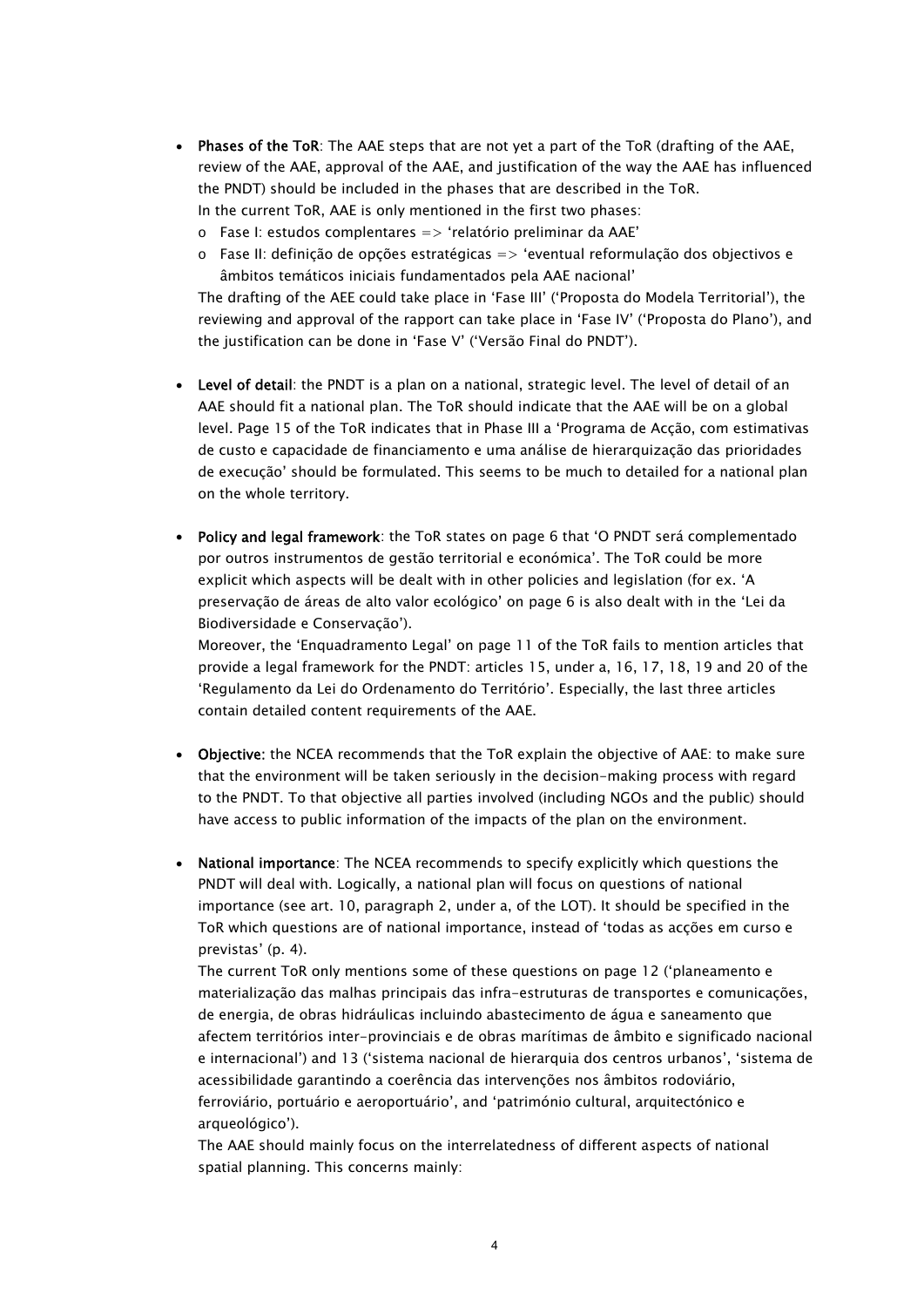- **Phases of the ToR**: The AAE steps that are not yet a part of the ToR (drafting of the AAE, review of the AAE, approval of the AAE, and justification of the way the AAE has influenced the PNDT) should be included in the phases that are described in the ToR.
  In the current ToR, AAE is only mentioned in the first two phases:
  - Fase I: estudos complentares => 'relatório preliminar da AAE'
  - Fase II: definição de opções estratégicas => 'eventual reformulação dos objectivos e âmbitos temáticos iniciais fundamentados pela AAE nacional'

  The drafting of the AEE could take place in 'Fase III' ('Proposta do Modela Territorial'), the reviewing and approval of the rapport can take place in 'Fase IV' ('Proposta do Plano'), and the justification can be done in 'Fase V' ('Versão Final do PNDT').

- **Level of detail**: the PNDT is a plan on a national, strategic level. The level of detail of an AAE should fit a national plan. The ToR should indicate that the AAE will be on a global level. Page 15 of the ToR indicates that in Phase III a 'Programa de Acção, com estimativas de custo e capacidade de financiamento e uma análise de hierarquização das prioridades de execução' should be formulated. This seems to be much to detailed for a national plan on the whole territory.

- **Policy and legal framework**: the ToR states on page 6 that 'O PNDT será complementado por outros instrumentos de gestão territorial e económica'. The ToR could be more explicit which aspects will be dealt with in other policies and legislation (for ex. 'A preservação de áreas de alto valor ecológico' on page 6 is also dealt with in the 'Lei da Biodiversidade e Conservação').
  Moreover, the 'Enquadramento Legal' on page 11 of the ToR fails to mention articles that provide a legal framework for the PNDT: articles 15, under a, 16, 17, 18, 19 and 20 of the 'Regulamento da Lei do Ordenamento do Território'. Especially, the last three articles contain detailed content requirements of the AAE.

- **Objective:** the NCEA recommends that the ToR explain the objective of AAE: to make sure that the environment will be taken seriously in the decision-making process with regard to the PNDT. To that objective all parties involved (including NGOs and the public) should have access to public information of the impacts of the plan on the environment.

- **National importance**: The NCEA recommends to specify explicitly which questions the PNDT will deal with. Logically, a national plan will focus on questions of national importance (see art. 10, paragraph 2, under a, of the LOT). It should be specified in the ToR which questions are of national importance, instead of 'todas as acções em curso e previstas' (p. 4).
  The current ToR only mentions some of these questions on page 12 ('planeamento e materialização das malhas principais das infra-estruturas de transportes e comunicações, de energia, de obras hidráulicas incluindo abastecimento de água e saneamento que afectem territórios inter-provinciais e de obras marítimas de âmbito e significado nacional e internacional') and 13 ('sistema nacional de hierarquia dos centros urbanos', 'sistema de acessibilidade garantindo a coerência das intervenções nos âmbitos rodoviário, ferroviário, portuário e aeroportuário', and 'património cultural, arquitectónico e arqueológico').
  The AAE should mainly focus on the interrelatedness of different aspects of national spatial planning. This concerns mainly: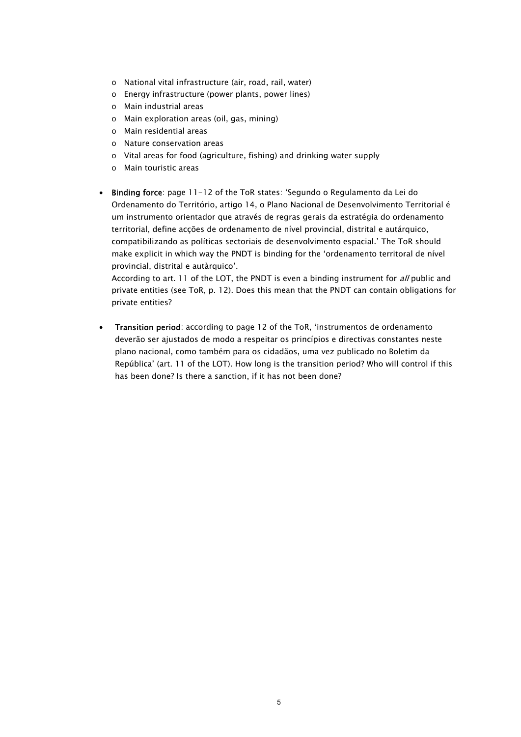- National vital infrastructure (air, road, rail, water)
    - Energy infrastructure (power plants, power lines)
    - Main industrial areas
    - Main exploration areas (oil, gas, mining)
    - Main residential areas
    - Nature conservation areas
    - Vital areas for food (agriculture, fishing) and drinking water supply
    - Main touristic areas

- **Binding force**: page 11-12 of the ToR states: 'Segundo o Regulamento da Lei do Ordenamento do Território, artigo 14, o Plano Nacional de Desenvolvimento Territorial é um instrumento orientador que através de regras gerais da estratégia do ordenamento territorial, define acções de ordenamento de nível provincial, distrital e autárquico, compatibilizando as políticas sectoriais de desenvolvimento espacial.' The ToR should make explicit in which way the PNDT is binding for the 'ordenamento territoral de nível provincial, distrital e autàrquico'.
  According to art. 11 of the LOT, the PNDT is even a binding instrument for *all* public and private entities (see ToR, p. 12). Does this mean that the PNDT can contain obligations for private entities?

- **Transition period**: according to page 12 of the ToR, 'instrumentos de ordenamento deverão ser ajustados de modo a respeitar os princípios e directivas constantes neste plano nacional, como também para os cidadãos, uma vez publicado no Boletim da República' (art. 11 of the LOT). How long is the transition period? Who will control if this has been done? Is there a sanction, if it has not been done?